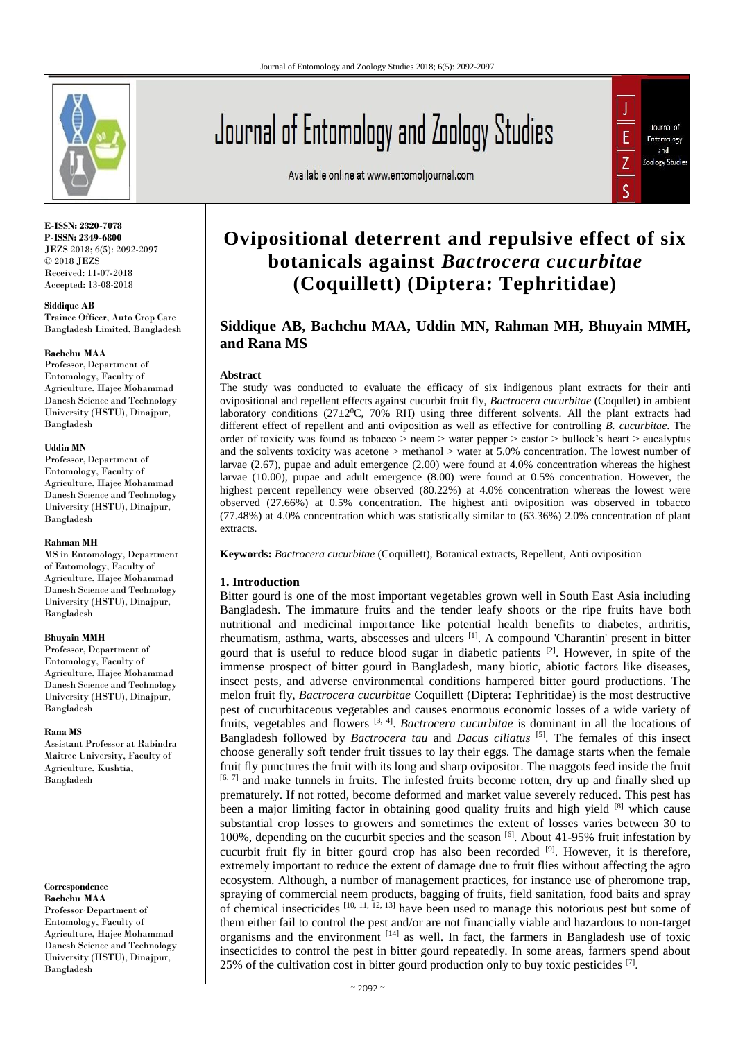**E-ISSN: 2320-7078**
**P-ISSN: 2349-6800**
JEZS 2018; 6(5): 2092-2097
© 2018 JEZS
Received: 11-07-2018
Accepted: 13-08-2018

**Siddique AB**
Trainee Officer, Auto Crop Care Bangladesh Limited, Bangladesh

**Bachchu MAA**
Professor, Department of Entomology, Faculty of Agriculture, Hajee Mohammad Danesh Science and Technology University (HSTU), Dinajpur, Bangladesh

**Uddin MN**
Professor, Department of Entomology, Faculty of Agriculture, Hajee Mohammad Danesh Science and Technology University (HSTU), Dinajpur, Bangladesh

**Rahman MH**
MS in Entomology, Department of Entomology, Faculty of Agriculture, Hajee Mohammad Danesh Science and Technology University (HSTU), Dinajpur, Bangladesh

**Bhuyain MMH**
Professor, Department of Entomology, Faculty of Agriculture, Hajee Mohammad Danesh Science and Technology University (HSTU), Dinajpur, Bangladesh

**Rana MS**
Assistant Professor at Rabindra Maitree University, Faculty of Agriculture, Kushtia, Bangladesh

**Correspondence**
**Bachchu MAA**
Professor Department of Entomology, Faculty of Agriculture, Hajee Mohammad Danesh Science and Technology University (HSTU), Dinajpur, Bangladesh

# Ovipositional deterrent and repulsive effect of six botanicals against *Bactrocera cucurbitae* (Coquillett) (Diptera: Tephritidae)

**Siddique AB, Bachchu MAA, Uddin MN, Rahman MH, Bhuyain MMH, and Rana MS**

## Abstract

The study was conducted to evaluate the efficacy of six indigenous plant extracts for their anti ovipositional and repellent effects against cucurbit fruit fly, *Bactrocera cucurbitae* (Coqullet) in ambient laboratory conditions (27±2$^0$C, 70% RH) using three different solvents. All the plant extracts had different effect of repellent and anti oviposition as well as effective for controlling *B. cucurbitae*. The order of toxicity was found as tobacco > neem > water pepper > castor > bullock's heart > eucalyptus and the solvents toxicity was acetone > methanol > water at 5.0% concentration. The lowest number of larvae (2.67), pupae and adult emergence (2.00) were found at 4.0% concentration whereas the highest larvae (10.00), pupae and adult emergence (8.00) were found at 0.5% concentration. However, the highest percent repellency were observed (80.22%) at 4.0% concentration whereas the lowest were observed (27.66%) at 0.5% concentration. The highest anti oviposition was observed in tobacco (77.48%) at 4.0% concentration which was statistically similar to (63.36%) 2.0% concentration of plant extracts.

**Keywords:** *Bactrocera cucurbitae* (Coquillett), Botanical extracts, Repellent, Anti oviposition

## 1. Introduction

Bitter gourd is one of the most important vegetables grown well in South East Asia including Bangladesh. The immature fruits and the tender leafy shoots or the ripe fruits have both nutritional and medicinal importance like potential health benefits to diabetes, arthritis, rheumatism, asthma, warts, abscesses and ulcers [1]. A compound 'Charantin' present in bitter gourd that is useful to reduce blood sugar in diabetic patients [2]. However, in spite of the immense prospect of bitter gourd in Bangladesh, many biotic, abiotic factors like diseases, insect pests, and adverse environmental conditions hampered bitter gourd productions. The melon fruit fly, *Bactrocera cucurbitae* Coquillett (Diptera: Tephritidae) is the most destructive pest of cucurbitaceous vegetables and causes enormous economic losses of a wide variety of fruits, vegetables and flowers [3, 4]. *Bactrocera cucurbitae* is dominant in all the locations of Bangladesh followed by *Bactrocera tau* and *Dacus ciliatus* [5]. The females of this insect choose generally soft tender fruit tissues to lay their eggs. The damage starts when the female fruit fly punctures the fruit with its long and sharp ovipositor. The maggots feed inside the fruit [6, 7] and make tunnels in fruits. The infested fruits become rotten, dry up and finally shed up prematurely. If not rotted, become deformed and market value severely reduced. This pest has been a major limiting factor in obtaining good quality fruits and high yield [8] which cause substantial crop losses to growers and sometimes the extent of losses varies between 30 to 100%, depending on the cucurbit species and the season [6]. About 41-95% fruit infestation by cucurbit fruit fly in bitter gourd crop has also been recorded [9]. However, it is therefore, extremely important to reduce the extent of damage due to fruit flies without affecting the agro ecosystem. Although, a number of management practices, for instance use of pheromone trap, spraying of commercial neem products, bagging of fruits, field sanitation, food baits and spray of chemical insecticides [10, 11, 12, 13] have been used to manage this notorious pest but some of them either fail to control the pest and/or are not financially viable and hazardous to non-target organisms and the environment [14] as well. In fact, the farmers in Bangladesh use of toxic insecticides to control the pest in bitter gourd repeatedly. In some areas, farmers spend about 25% of the cultivation cost in bitter gourd production only to buy toxic pesticides [7].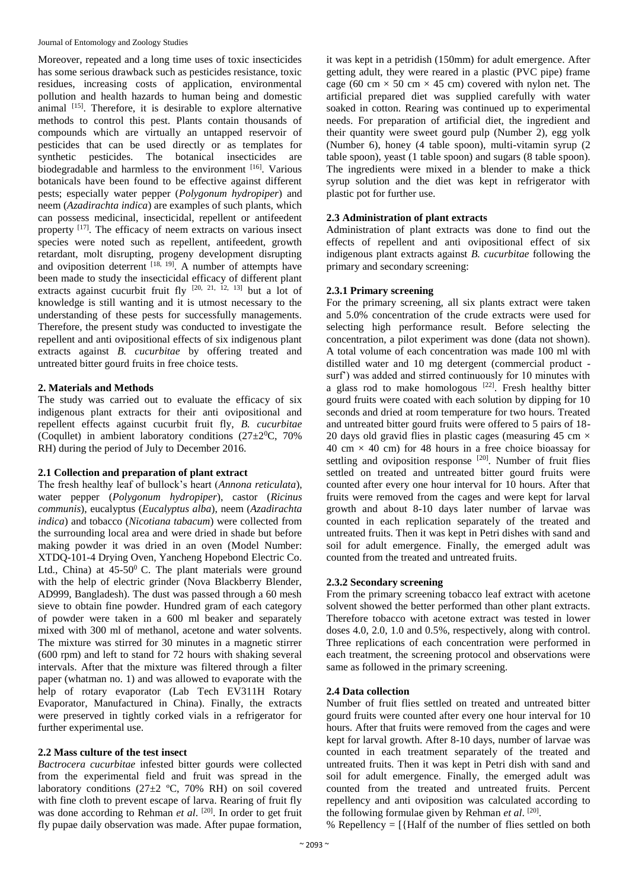Moreover, repeated and a long time uses of toxic insecticides has some serious drawback such as pesticides resistance, toxic residues, increasing costs of application, environmental pollution and health hazards to human being and domestic animal [15]. Therefore, it is desirable to explore alternative methods to control this pest. Plants contain thousands of compounds which are virtually an untapped reservoir of pesticides that can be used directly or as templates for synthetic pesticides. The botanical insecticides are biodegradable and harmless to the environment [16]. Various botanicals have been found to be effective against different pests; especially water pepper (*Polygonum hydropiper*) and neem (*Azadirachta indica*) are examples of such plants, which can possess medicinal, insecticidal, repellent or antifeedent property [17]. The efficacy of neem extracts on various insect species were noted such as repellent, antifeedent, growth retardant, molt disrupting, progeny development disrupting and oviposition deterrent [18, 19]. A number of attempts have been made to study the insecticidal efficacy of different plant extracts against cucurbit fruit fly [20, 21, 12, 13] but a lot of knowledge is still wanting and it is utmost necessary to the understanding of these pests for successfully managements. Therefore, the present study was conducted to investigate the repellent and anti ovipositional effects of six indigenous plant extracts against *B. cucurbitae* by offering treated and untreated bitter gourd fruits in free choice tests.

## 2. Materials and Methods

The study was carried out to evaluate the efficacy of six indigenous plant extracts for their anti ovipositional and repellent effects against cucurbit fruit fly, *B. cucurbitae* (Coqullet) in ambient laboratory conditions ($27\pm2^0$C, 70% RH) during the period of July to December 2016.

### 2.1 Collection and preparation of plant extract

The fresh healthy leaf of bullock's heart (*Annona reticulata*), water pepper (*Polygonum hydropiper*), castor (*Ricinus communis*), eucalyptus (*Eucalyptus alba*), neem (*Azadirachta indica*) and tobacco (*Nicotiana tabacum*) were collected from the surrounding local area and were dried in shade but before making powder it was dried in an oven (Model Number: XTDQ-101-4 Drying Oven, Yancheng Hopebond Electric Co. Ltd., China) at 45-50$^0$ C. The plant materials were ground with the help of electric grinder (Nova Blackberry Blender, AD999, Bangladesh). The dust was passed through a 60 mesh sieve to obtain fine powder. Hundred gram of each category of powder were taken in a 600 ml beaker and separately mixed with 300 ml of methanol, acetone and water solvents. The mixture was stirred for 30 minutes in a magnetic stirrer (600 rpm) and left to stand for 72 hours with shaking several intervals. After that the mixture was filtered through a filter paper (whatman no. 1) and was allowed to evaporate with the help of rotary evaporator (Lab Tech EV311H Rotary Evaporator, Manufactured in China). Finally, the extracts were preserved in tightly corked vials in a refrigerator for further experimental use.

### 2.2 Mass culture of the test insect

*Bactrocera cucurbitae* infested bitter gourds were collected from the experimental field and fruit was spread in the laboratory conditions (27±2 ºC, 70% RH) on soil covered with fine cloth to prevent escape of larva. Rearing of fruit fly was done according to Rehman *et al*. [20]. In order to get fruit fly pupae daily observation was made. After pupae formation, it was kept in a petridish (150mm) for adult emergence. After getting adult, they were reared in a plastic (PVC pipe) frame cage (60 cm × 50 cm × 45 cm) covered with nylon net. The artificial prepared diet was supplied carefully with water soaked in cotton. Rearing was continued up to experimental needs. For preparation of artificial diet, the ingredient and their quantity were sweet gourd pulp (Number 2), egg yolk (Number 6), honey (4 table spoon), multi-vitamin syrup (2 table spoon), yeast (1 table spoon) and sugars (8 table spoon). The ingredients were mixed in a blender to make a thick syrup solution and the diet was kept in refrigerator with plastic pot for further use.

### 2.3 Administration of plant extracts

Administration of plant extracts was done to find out the effects of repellent and anti ovipositional effect of six indigenous plant extracts against *B. cucurbitae* following the primary and secondary screening:

#### 2.3.1 Primary screening

For the primary screening, all six plants extract were taken and 5.0% concentration of the crude extracts were used for selecting high performance result. Before selecting the concentration, a pilot experiment was done (data not shown). A total volume of each concentration was made 100 ml with distilled water and 10 mg detergent (commercial product - surf') was added and stirred continuously for 10 minutes with a glass rod to make homologous [22]. Fresh healthy bitter gourd fruits were coated with each solution by dipping for 10 seconds and dried at room temperature for two hours. Treated and untreated bitter gourd fruits were offered to 5 pairs of 18-20 days old gravid flies in plastic cages (measuring 45 cm × 40 cm × 40 cm) for 48 hours in a free choice bioassay for settling and oviposition response [20]. Number of fruit flies settled on treated and untreated bitter gourd fruits were counted after every one hour interval for 10 hours. After that fruits were removed from the cages and were kept for larval growth and about 8-10 days later number of larvae was counted in each replication separately of the treated and untreated fruits. Then it was kept in Petri dishes with sand and soil for adult emergence. Finally, the emerged adult was counted from the treated and untreated fruits.

#### 2.3.2 Secondary screening

From the primary screening tobacco leaf extract with acetone solvent showed the better performed than other plant extracts. Therefore tobacco with acetone extract was tested in lower doses 4.0, 2.0, 1.0 and 0.5%, respectively, along with control. Three replications of each concentration were performed in each treatment, the screening protocol and observations were same as followed in the primary screening.

### 2.4 Data collection

Number of fruit flies settled on treated and untreated bitter gourd fruits were counted after every one hour interval for 10 hours. After that fruits were removed from the cages and were kept for larval growth. After 8-10 days, number of larvae was counted in each treatment separately of the treated and untreated fruits. Then it was kept in Petri dish with sand and soil for adult emergence. Finally, the emerged adult was counted from the treated and untreated fruits. Percent repellency and anti oviposition was calculated according to the following formulae given by Rehman *et al*. [20].

% Repellency = [{Half of the number of flies settled on both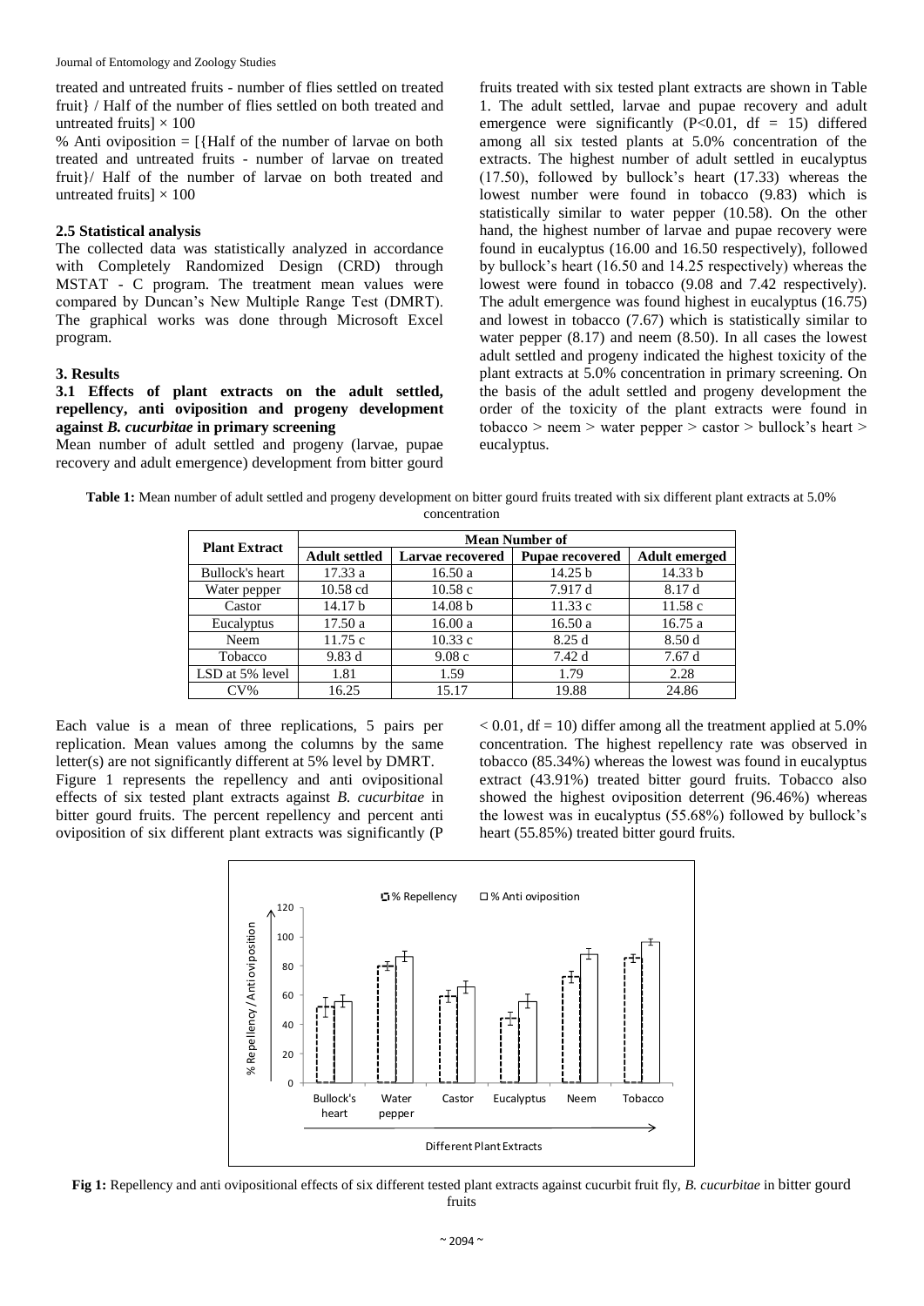treated and untreated fruits - number of flies settled on treated fruit} / Half of the number of flies settled on both treated and untreated fruits] × 100

% Anti oviposition = [{Half of the number of larvae on both treated and untreated fruits - number of larvae on treated fruit}/ Half of the number of larvae on both treated and untreated fruits] × 100

### 2.5 Statistical analysis

The collected data was statistically analyzed in accordance with Completely Randomized Design (CRD) through MSTAT - C program. The treatment mean values were compared by Duncan's New Multiple Range Test (DMRT). The graphical works was done through Microsoft Excel program.

## 3. Results

### 3.1 Effects of plant extracts on the adult settled, repellency, anti oviposition and progeny development against *B. cucurbitae* in primary screening

Mean number of adult settled and progeny (larvae, pupae recovery and adult emergence) development from bitter gourd fruits treated with six tested plant extracts are shown in Table 1. The adult settled, larvae and pupae recovery and adult emergence were significantly ($P<0.01$, df = 15) differed among all six tested plants at 5.0% concentration of the extracts. The highest number of adult settled in eucalyptus (17.50), followed by bullock's heart (17.33) whereas the lowest number were found in tobacco (9.83) which is statistically similar to water pepper (10.58). On the other hand, the highest number of larvae and pupae recovery were found in eucalyptus (16.00 and 16.50 respectively), followed by bullock's heart (16.50 and 14.25 respectively) whereas the lowest were found in tobacco (9.08 and 7.42 respectively). The adult emergence was found highest in eucalyptus (16.75) and lowest in tobacco (7.67) which is statistically similar to water pepper (8.17) and neem (8.50). In all cases the lowest adult settled and progeny indicated the highest toxicity of the plant extracts at 5.0% concentration in primary screening. On the basis of the adult settled and progeny development the order of the toxicity of the plant extracts were found in tobacco > neem > water pepper > castor > bullock's heart > eucalyptus.

**Table 1:** Mean number of adult settled and progeny development on bitter gourd fruits treated with six different plant extracts at 5.0% concentration

| Plant Extract | Mean Number of | | | |
|---|---|---|---|---|
| | Adult settled | Larvae recovered | Pupae recovered | Adult emerged |
| Bullock's heart | 17.33 a | 16.50 a | 14.25 b | 14.33 b |
| Water pepper | 10.58 cd | 10.58 c | 7.917 d | 8.17 d |
| Castor | 14.17 b | 14.08 b | 11.33 c | 11.58 c |
| Eucalyptus | 17.50 a | 16.00 a | 16.50 a | 16.75 a |
| Neem | 11.75 c | 10.33 c | 8.25 d | 8.50 d |
| Tobacco | 9.83 d | 9.08 c | 7.42 d | 7.67 d |
| LSD at 5% level | 1.81 | 1.59 | 1.79 | 2.28 |
| CV% | 16.25 | 15.17 | 19.88 | 24.86 |

Each value is a mean of three replications, 5 pairs per replication. Mean values among the columns by the same letter(s) are not significantly different at 5% level by DMRT.

Figure 1 represents the repellency and anti ovipositional effects of six tested plant extracts against *B. cucurbitae* in bitter gourd fruits. The percent repellency and percent anti oviposition of six different plant extracts was significantly ($P < 0.01$, df = 10) differ among all the treatment applied at 5.0% concentration. The highest repellency rate was observed in tobacco (85.34%) whereas the lowest was found in eucalyptus extract (43.91%) treated bitter gourd fruits. Tobacco also showed the highest oviposition deterrent (96.46%) whereas the lowest was in eucalyptus (55.68%) followed by bullock's heart (55.85%) treated bitter gourd fruits.

**Fig 1:** Repellency and anti ovipositional effects of six different tested plant extracts against cucurbit fruit fly, *B. cucurbitae* in bitter gourd fruits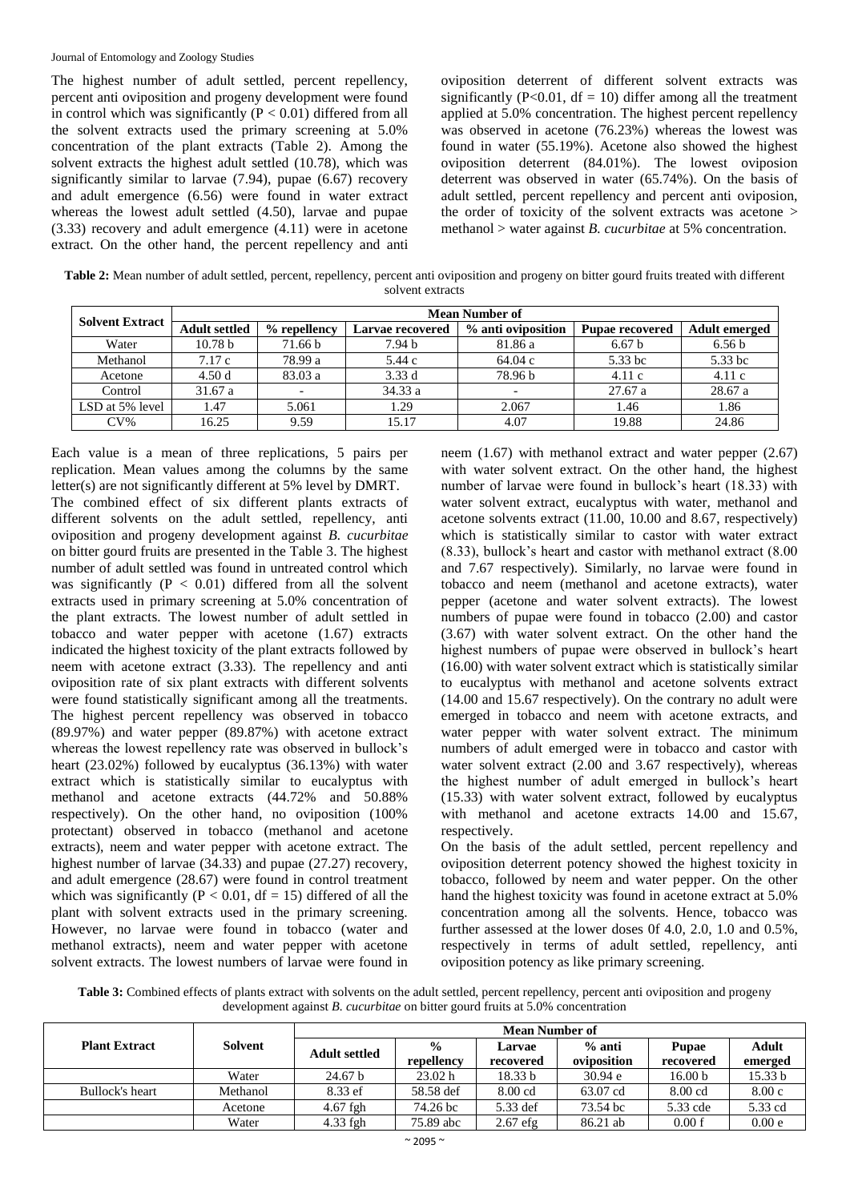The highest number of adult settled, percent repellency, percent anti oviposition and progeny development were found in control which was significantly ($P < 0.01$) differed from all the solvent extracts used the primary screening at 5.0% concentration of the plant extracts (Table 2). Among the solvent extracts the highest adult settled (10.78), which was significantly similar to larvae (7.94), pupae (6.67) recovery and adult emergence (6.56) were found in water extract whereas the lowest adult settled (4.50), larvae and pupae (3.33) recovery and adult emergence (4.11) were in acetone extract. On the other hand, the percent repellency and anti oviposition deterrent of different solvent extracts was significantly ($P<0.01$, df = 10) differ among all the treatment applied at 5.0% concentration. The highest percent repellency was observed in acetone (76.23%) whereas the lowest was found in water (55.19%). Acetone also showed the highest oviposition deterrent (84.01%). The lowest oviposion deterrent was observed in water (65.74%). On the basis of adult settled, percent repellency and percent anti oviposion, the order of toxicity of the solvent extracts was acetone > methanol > water against *B. cucurbitae* at 5% concentration.

**Table 2:** Mean number of adult settled, percent, repellency, percent anti oviposition and progeny on bitter gourd fruits treated with different solvent extracts

| Solvent Extract | Mean Number of | | | | | |
|---|---|---|---|---|---|---|
| | Adult settled | % repellency | Larvae recovered | % anti oviposition | Pupae recovered | Adult emerged |
| Water | 10.78 b | 71.66 b | 7.94 b | 81.86 a | 6.67 b | 6.56 b |
| Methanol | 7.17 c | 78.99 a | 5.44 c | 64.04 c | 5.33 bc | 5.33 bc |
| Acetone | 4.50 d | 83.03 a | 3.33 d | 78.96 b | 4.11 c | 4.11 c |
| Control | 31.67 a | - | 34.33 a | - | 27.67 a | 28.67 a |
| LSD at 5% level | 1.47 | 5.061 | 1.29 | 2.067 | 1.46 | 1.86 |
| CV% | 16.25 | 9.59 | 15.17 | 4.07 | 19.88 | 24.86 |

Each value is a mean of three replications, 5 pairs per replication. Mean values among the columns by the same letter(s) are not significantly different at 5% level by DMRT.

The combined effect of six different plants extracts of different solvents on the adult settled, repellency, anti oviposition and progeny development against *B. cucurbitae* on bitter gourd fruits are presented in the Table 3. The highest number of adult settled was found in untreated control which was significantly ($P < 0.01$) differed from all the solvent extracts used in primary screening at 5.0% concentration of the plant extracts. The lowest number of adult settled in tobacco and water pepper with acetone (1.67) extracts indicated the highest toxicity of the plant extracts followed by neem with acetone extract (3.33). The repellency and anti oviposition rate of six plant extracts with different solvents were found statistically significant among all the treatments. The highest percent repellency was observed in tobacco (89.97%) and water pepper (89.87%) with acetone extract whereas the lowest repellency rate was observed in bullock's heart (23.02%) followed by eucalyptus (36.13%) with water extract which is statistically similar to eucalyptus with methanol and acetone extracts (44.72% and 50.88% respectively). On the other hand, no oviposition (100% protectant) observed in tobacco (methanol and acetone extracts), neem and water pepper with acetone extract. The highest number of larvae (34.33) and pupae (27.27) recovery, and adult emergence (28.67) were found in control treatment which was significantly ($P < 0.01$, df = 15) differed of all the plant with solvent extracts used in the primary screening. However, no larvae were found in tobacco (water and methanol extracts), neem and water pepper with acetone solvent extracts. The lowest numbers of larvae were found in neem (1.67) with methanol extract and water pepper (2.67) with water solvent extract. On the other hand, the highest number of larvae were found in bullock's heart (18.33) with water solvent extract, eucalyptus with water, methanol and acetone solvents extract (11.00, 10.00 and 8.67, respectively) which is statistically similar to castor with water extract (8.33), bullock's heart and castor with methanol extract (8.00 and 7.67 respectively). Similarly, no larvae were found in tobacco and neem (methanol and acetone extracts), water pepper (acetone and water solvent extracts). The lowest numbers of pupae were found in tobacco (2.00) and castor (3.67) with water solvent extract. On the other hand the highest numbers of pupae were observed in bullock's heart (16.00) with water solvent extract which is statistically similar to eucalyptus with methanol and acetone solvents extract (14.00 and 15.67 respectively). On the contrary no adult were emerged in tobacco and neem with acetone extracts, and water pepper with water solvent extract. The minimum numbers of adult emerged were in tobacco and castor with water solvent extract (2.00 and 3.67 respectively), whereas the highest number of adult emerged in bullock's heart (15.33) with water solvent extract, followed by eucalyptus with methanol and acetone extracts 14.00 and 15.67, respectively.

On the basis of the adult settled, percent repellency and oviposition deterrent potency showed the highest toxicity in tobacco, followed by neem and water pepper. On the other hand the highest toxicity was found in acetone extract at 5.0% concentration among all the solvents. Hence, tobacco was further assessed at the lower doses 0f 4.0, 2.0, 1.0 and 0.5%, respectively in terms of adult settled, repellency, anti oviposition potency as like primary screening.

**Table 3:** Combined effects of plants extract with solvents on the adult settled, percent repellency, percent anti oviposition and progeny development against *B. cucurbitae* on bitter gourd fruits at 5.0% concentration

| Plant Extract | Solvent | Mean Number of | | | | | |
|---|---|---|---|---|---|---|---|
| | | Adult settled | % repellency | Larvae recovered | % anti oviposition | Pupae recovered | Adult emerged |
| | Water | 24.67 b | 23.02 h | 18.33 b | 30.94 e | 16.00 b | 15.33 b |
| Bullock's heart | Methanol | 8.33 ef | 58.58 def | 8.00 cd | 63.07 cd | 8.00 cd | 8.00 c |
| | Acetone | 4.67 fgh | 74.26 bc | 5.33 def | 73.54 bc | 5.33 cde | 5.33 cd |
| | Water | 4.33 fgh | 75.89 abc | 2.67 efg | 86.21 ab | 0.00 f | 0.00 e |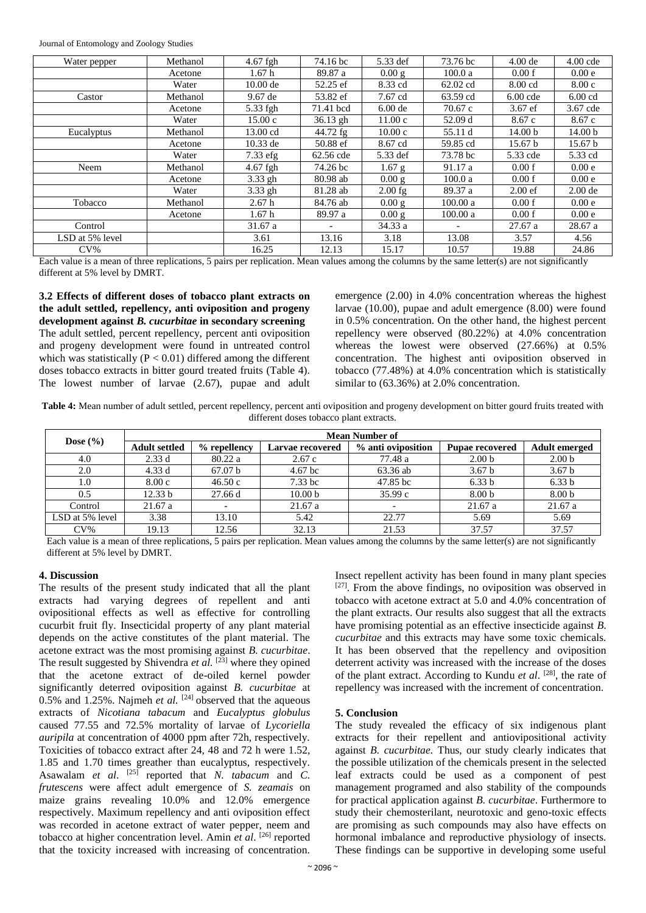| Water pepper | Methanol | 4.67 fgh | 74.16 bc | 5.33 def | 73.76 bc | 4.00 de | 4.00 cde |
|---|---|---|---|---|---|---|---|
| | Acetone | 1.67 h | 89.87 a | 0.00 g | 100.0 a | 0.00 f | 0.00 e |
| | Water | 10.00 de | 52.25 ef | 8.33 cd | 62.02 cd | 8.00 cd | 8.00 c |
| Castor | Methanol | 9.67 de | 53.82 ef | 7.67 cd | 63.59 cd | 6.00 cde | 6.00 cd |
| | Acetone | 5.33 fgh | 71.41 bcd | 6.00 de | 70.67 c | 3.67 ef | 3.67 cde |
| | Water | 15.00 c | 36.13 gh | 11.00 c | 52.09 d | 8.67 c | 8.67 c |
| Eucalyptus | Methanol | 13.00 cd | 44.72 fg | 10.00 c | 55.11 d | 14.00 b | 14.00 b |
| | Acetone | 10.33 de | 50.88 ef | 8.67 cd | 59.85 cd | 15.67 b | 15.67 b |
| | Water | 7.33 efg | 62.56 cde | 5.33 def | 73.78 bc | 5.33 cde | 5.33 cd |
| Neem | Methanol | 4.67 fgh | 74.26 bc | 1.67 g | 91.17 a | 0.00 f | 0.00 e |
| | Acetone | 3.33 gh | 80.98 ab | 0.00 g | 100.0 a | 0.00 f | 0.00 e |
| | Water | 3.33 gh | 81.28 ab | 2.00 fg | 89.37 a | 2.00 ef | 2.00 de |
| Tobacco | Methanol | 2.67 h | 84.76 ab | 0.00 g | 100.00 a | 0.00 f | 0.00 e |
| | Acetone | 1.67 h | 89.97 a | 0.00 g | 100.00 a | 0.00 f | 0.00 e |
| Control | | 31.67 a | - | 34.33 a | - | 27.67 a | 28.67 a |
| LSD at 5% level | | 3.61 | 13.16 | 3.18 | 13.08 | 3.57 | 4.56 |
| CV% | | 16.25 | 12.13 | 15.17 | 10.57 | 19.88 | 24.86 |

Each value is a mean of three replications, 5 pairs per replication. Mean values among the columns by the same letter(s) are not significantly different at 5% level by DMRT.

**3.2 Effects of different doses of tobacco plant extracts on the adult settled, repellency, anti oviposition and progeny development against *B. cucurbitae* in secondary screening**

The adult settled, percent repellency, percent anti oviposition and progeny development were found in untreated control which was statistically ($P < 0.01$) differed among the different doses tobacco extracts in bitter gourd treated fruits (Table 4). The lowest number of larvae (2.67), pupae and adult emergence (2.00) in 4.0% concentration whereas the highest larvae (10.00), pupae and adult emergence (8.00) were found in 0.5% concentration. On the other hand, the highest percent repellency were observed (80.22%) at 4.0% concentration whereas the lowest were observed (27.66%) at 0.5% concentration. The highest anti oviposition observed in tobacco (77.48%) at 4.0% concentration which is statistically similar to (63.36%) at 2.0% concentration.

**Table 4:** Mean number of adult settled, percent repellency, percent anti oviposition and progeny development on bitter gourd fruits treated with different doses tobacco plant extracts.

| Dose (%) | Mean Number of | | | | | |
|---|---|---|---|---|---|---|
| | **Adult settled** | **% repellency** | **Larvae recovered** | **% anti oviposition** | **Pupae recovered** | **Adult emerged** |
| 4.0 | 2.33 d | 80.22 a | 2.67 c | 77.48 a | 2.00 b | 2.00 b |
| 2.0 | 4.33 d | 67.07 b | 4.67 bc | 63.36 ab | 3.67 b | 3.67 b |
| 1.0 | 8.00 c | 46.50 c | 7.33 bc | 47.85 bc | 6.33 b | 6.33 b |
| 0.5 | 12.33 b | 27.66 d | 10.00 b | 35.99 c | 8.00 b | 8.00 b |
| Control | 21.67 a | - | 21.67 a | - | 21.67 a | 21.67 a |
| LSD at 5% level | 3.38 | 13.10 | 5.42 | 22.77 | 5.69 | 5.69 |
| CV% | 19.13 | 12.56 | 32.13 | 21.53 | 37.57 | 37.57 |

Each value is a mean of three replications, 5 pairs per replication. Mean values among the columns by the same letter(s) are not significantly different at 5% level by DMRT.

## 4. Discussion

The results of the present study indicated that all the plant extracts had varying degrees of repellent and anti ovipositional effects as well as effective for controlling cucurbit fruit fly. Insecticidal property of any plant material depends on the active constitutes of the plant material. The acetone extract was the most promising against *B. cucurbitae*. The result suggested by Shivendra *et al.* [23] where they opined that the acetone extract of de-oiled kernel powder significantly deterred oviposition against *B. cucurbitae* at 0.5% and 1.25%. Najmeh *et al.* [24] observed that the aqueous extracts of *Nicotiana tabacum* and *Eucalyptus globulus* caused 77.55 and 72.5% mortality of larvae of *Lycoriella auripila* at concentration of 4000 ppm after 72h, respectively. Toxicities of tobacco extract after 24, 48 and 72 h were 1.52, 1.85 and 1.70 times greather than eucalyptus, respectively. Asawalam *et al*. [25] reported that *N. tabacum* and *C. frutescens* were affect adult emergence of *S. zeamais* on maize grains revealing 10.0% and 12.0% emergence respectively. Maximum repellency and anti oviposition effect was recorded in acetone extract of water pepper, neem and tobacco at higher concentration level. Amin *et al*. [26] reported that the toxicity increased with increasing of concentration. Insect repellent activity has been found in many plant species [27]. From the above findings, no oviposition was observed in tobacco with acetone extract at 5.0 and 4.0% concentration of the plant extracts. Our results also suggest that all the extracts have promising potential as an effective insecticide against *B. cucurbitae* and this extracts may have some toxic chemicals. It has been observed that the repellency and oviposition deterrent activity was increased with the increase of the doses of the plant extract. According to Kundu *et al*. [28], the rate of repellency was increased with the increment of concentration.

## 5. Conclusion

The study revealed the efficacy of six indigenous plant extracts for their repellent and antiovipositional activity against *B. cucurbitae.* Thus, our study clearly indicates that the possible utilization of the chemicals present in the selected leaf extracts could be used as a component of pest management programed and also stability of the compounds for practical application against *B. cucurbitae*. Furthermore to study their chemosterilant, neurotoxic and geno-toxic effects are promising as such compounds may also have effects on hormonal imbalance and reproductive physiology of insects. These findings can be supportive in developing some useful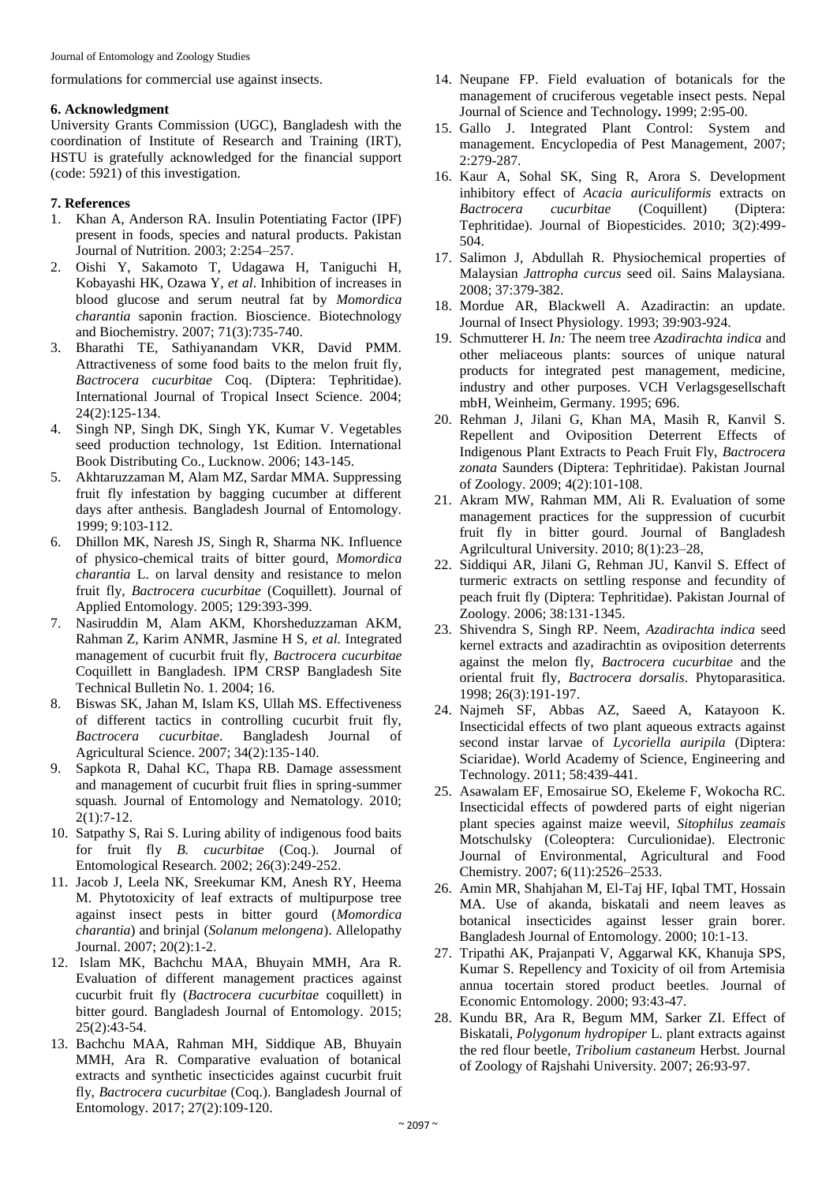formulations for commercial use against insects.

## 6. Acknowledgment

University Grants Commission (UGC), Bangladesh with the coordination of Institute of Research and Training (IRT), HSTU is gratefully acknowledged for the financial support (code: 5921) of this investigation.

## 7. References

1. Khan A, Anderson RA. Insulin Potentiating Factor (IPF) present in foods, species and natural products. Pakistan Journal of Nutrition. 2003; 2:254–257.
2. Oishi Y, Sakamoto T, Udagawa H, Taniguchi H, Kobayashi HK, Ozawa Y, *et al*. Inhibition of increases in blood glucose and serum neutral fat by *Momordica charantia* saponin fraction. Bioscience. Biotechnology and Biochemistry. 2007; 71(3):735-740.
3. Bharathi TE, Sathiyanandam VKR, David PMM. Attractiveness of some food baits to the melon fruit fly, *Bactrocera cucurbitae* Coq. (Diptera: Tephritidae). International Journal of Tropical Insect Science. 2004; 24(2):125-134.
4. Singh NP, Singh DK, Singh YK, Kumar V. Vegetables seed production technology, 1st Edition. International Book Distributing Co., Lucknow. 2006; 143-145.
5. Akhtaruzzaman M, Alam MZ, Sardar MMA. Suppressing fruit fly infestation by bagging cucumber at different days after anthesis. Bangladesh Journal of Entomology. 1999; 9:103-112.
6. Dhillon MK, Naresh JS, Singh R, Sharma NK. Influence of physico-chemical traits of bitter gourd, *Momordica charantia* L. on larval density and resistance to melon fruit fly, *Bactrocera cucurbitae* (Coquillett). Journal of Applied Entomology. 2005; 129:393-399.
7. Nasiruddin M, Alam AKM, Khorsheduzzaman AKM, Rahman Z, Karim ANMR, Jasmine H S, *et al.* Integrated management of cucurbit fruit fly, *Bactrocera cucurbitae* Coquillett in Bangladesh. IPM CRSP Bangladesh Site Technical Bulletin No. 1. 2004; 16.
8. Biswas SK, Jahan M, Islam KS, Ullah MS. Effectiveness of different tactics in controlling cucurbit fruit fly, *Bactrocera cucurbitae*. Bangladesh Journal of Agricultural Science. 2007; 34(2):135-140.
9. Sapkota R, Dahal KC, Thapa RB. Damage assessment and management of cucurbit fruit flies in spring-summer squash. Journal of Entomology and Nematology. 2010; 2(1):7-12.
10. Satpathy S, Rai S. Luring ability of indigenous food baits for fruit fly *B. cucurbitae* (Coq.). Journal of Entomological Research. 2002; 26(3):249-252.
11. Jacob J, Leela NK, Sreekumar KM, Anesh RY, Heema M. Phytotoxicity of leaf extracts of multipurpose tree against insect pests in bitter gourd (*Momordica charantia*) and brinjal (*Solanum melongena*). Allelopathy Journal. 2007; 20(2):1-2.
12. Islam MK, Bachchu MAA, Bhuyain MMH, Ara R. Evaluation of different management practices against cucurbit fruit fly (*Bactrocera cucurbitae* coquillett) in bitter gourd. Bangladesh Journal of Entomology. 2015; 25(2):43-54.
13. Bachchu MAA, Rahman MH, Siddique AB, Bhuyain MMH, Ara R. Comparative evaluation of botanical extracts and synthetic insecticides against cucurbit fruit fly, *Bactrocera cucurbitae* (Coq.). Bangladesh Journal of Entomology. 2017; 27(2):109-120.
14. Neupane FP. Field evaluation of botanicals for the management of cruciferous vegetable insect pests. Nepal Journal of Science and Technology**.** 1999; 2:95-00.
15. Gallo J. Integrated Plant Control: System and management. Encyclopedia of Pest Management, 2007; 2:279-287.
16. Kaur A, Sohal SK, Sing R, Arora S. Development inhibitory effect of *Acacia auriculiformis* extracts on *Bactrocera cucurbitae* (Coquillent) (Diptera: Tephritidae). Journal of Biopesticides. 2010; 3(2):499-504.
17. Salimon J, Abdullah R. Physiochemical properties of Malaysian *Jattropha curcus* seed oil. Sains Malaysiana. 2008; 37:379-382.
18. Mordue AR, Blackwell A. Azadiractin: an update. Journal of Insect Physiology. 1993; 39:903-924.
19. Schmutterer H. *In:* The neem tree *Azadirachta indica* and other meliaceous plants: sources of unique natural products for integrated pest management, medicine, industry and other purposes. VCH Verlagsgesellschaft mbH, Weinheim, Germany. 1995; 696.
20. Rehman J, Jilani G, Khan MA, Masih R, Kanvil S. Repellent and Oviposition Deterrent Effects of Indigenous Plant Extracts to Peach Fruit Fly, *Bactrocera zonata* Saunders (Diptera: Tephritidae). Pakistan Journal of Zoology. 2009; 4(2):101-108.
21. Akram MW, Rahman MM, Ali R. Evaluation of some management practices for the suppression of cucurbit fruit fly in bitter gourd. Journal of Bangladesh Agrilcultural University. 2010; 8(1):23–28,
22. Siddiqui AR, Jilani G, Rehman JU, Kanvil S. Effect of turmeric extracts on settling response and fecundity of peach fruit fly (Diptera: Tephritidae). Pakistan Journal of Zoology. 2006; 38:131-1345.
23. Shivendra S, Singh RP. Neem, *Azadirachta indica* seed kernel extracts and azadirachtin as oviposition deterrents against the melon fly, *Bactrocera cucurbitae* and the oriental fruit fly, *Bactrocera dorsalis*. Phytoparasitica. 1998; 26(3):191-197.
24. Najmeh SF, Abbas AZ, Saeed A, Katayoon K. Insecticidal effects of two plant aqueous extracts against second instar larvae of *Lycoriella auripila* (Diptera: Sciaridae). World Academy of Science, Engineering and Technology. 2011; 58:439-441.
25. Asawalam EF, Emosairue SO, Ekeleme F, Wokocha RC. Insecticidal effects of powdered parts of eight nigerian plant species against maize weevil, *Sitophilus zeamais* Motschulsky (Coleoptera: Curculionidae). Electronic Journal of Environmental, Agricultural and Food Chemistry. 2007; 6(11):2526–2533.
26. Amin MR, Shahjahan M, El-Taj HF, Iqbal TMT, Hossain MA. Use of akanda, biskatali and neem leaves as botanical insecticides against lesser grain borer. Bangladesh Journal of Entomology. 2000; 10:1-13.
27. Tripathi AK, Prajanpati V, Aggarwal KK, Khanuja SPS, Kumar S. Repellency and Toxicity of oil from Artemisia annua tocertain stored product beetles. Journal of Economic Entomology. 2000; 93:43-47.
28. Kundu BR, Ara R, Begum MM, Sarker ZI. Effect of Biskatali, *Polygonum hydropiper* L. plant extracts against the red flour beetle, *Tribolium castaneum* Herbst. Journal of Zoology of Rajshahi University. 2007; 26:93-97.